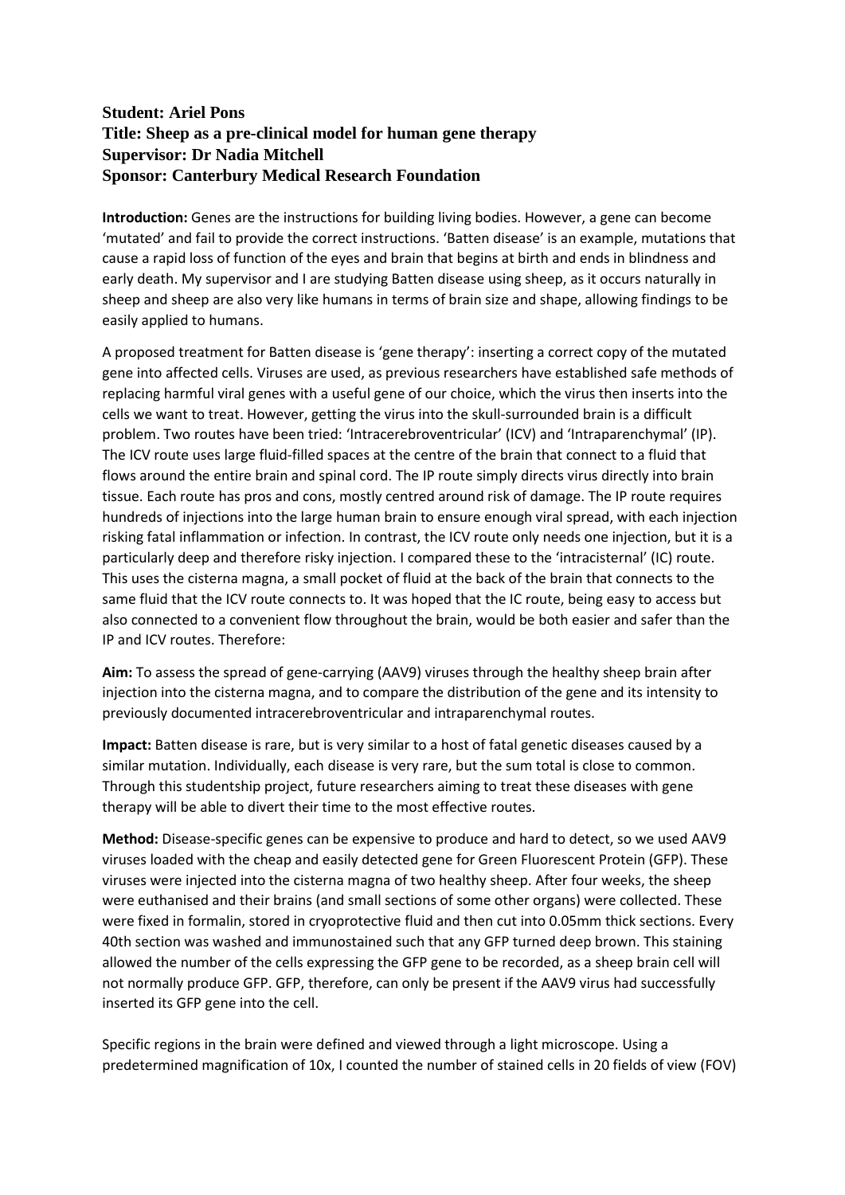**Student: Ariel Pons**
**Title: Sheep as a pre-clinical model for human gene therapy**
**Supervisor: Dr Nadia Mitchell**
**Sponsor: Canterbury Medical Research Foundation**

**Introduction:** Genes are the instructions for building living bodies. However, a gene can become 'mutated' and fail to provide the correct instructions. 'Batten disease' is an example, mutations that cause a rapid loss of function of the eyes and brain that begins at birth and ends in blindness and early death. My supervisor and I are studying Batten disease using sheep, as it occurs naturally in sheep and sheep are also very like humans in terms of brain size and shape, allowing findings to be easily applied to humans.

A proposed treatment for Batten disease is 'gene therapy': inserting a correct copy of the mutated gene into affected cells. Viruses are used, as previous researchers have established safe methods of replacing harmful viral genes with a useful gene of our choice, which the virus then inserts into the cells we want to treat. However, getting the virus into the skull-surrounded brain is a difficult problem. Two routes have been tried: 'Intracerebroventricular' (ICV) and 'Intraparenchymal' (IP). The ICV route uses large fluid-filled spaces at the centre of the brain that connect to a fluid that flows around the entire brain and spinal cord. The IP route simply directs virus directly into brain tissue. Each route has pros and cons, mostly centred around risk of damage. The IP route requires hundreds of injections into the large human brain to ensure enough viral spread, with each injection risking fatal inflammation or infection. In contrast, the ICV route only needs one injection, but it is a particularly deep and therefore risky injection. I compared these to the 'intracisternal' (IC) route. This uses the cisterna magna, a small pocket of fluid at the back of the brain that connects to the same fluid that the ICV route connects to. It was hoped that the IC route, being easy to access but also connected to a convenient flow throughout the brain, would be both easier and safer than the IP and ICV routes. Therefore:

**Aim:** To assess the spread of gene-carrying (AAV9) viruses through the healthy sheep brain after injection into the cisterna magna, and to compare the distribution of the gene and its intensity to previously documented intracerebroventricular and intraparenchymal routes.

**Impact:** Batten disease is rare, but is very similar to a host of fatal genetic diseases caused by a similar mutation. Individually, each disease is very rare, but the sum total is close to common. Through this studentship project, future researchers aiming to treat these diseases with gene therapy will be able to divert their time to the most effective routes.

**Method:** Disease-specific genes can be expensive to produce and hard to detect, so we used AAV9 viruses loaded with the cheap and easily detected gene for Green Fluorescent Protein (GFP). These viruses were injected into the cisterna magna of two healthy sheep. After four weeks, the sheep were euthanised and their brains (and small sections of some other organs) were collected. These were fixed in formalin, stored in cryoprotective fluid and then cut into 0.05mm thick sections. Every 40th section was washed and immunostained such that any GFP turned deep brown. This staining allowed the number of the cells expressing the GFP gene to be recorded, as a sheep brain cell will not normally produce GFP. GFP, therefore, can only be present if the AAV9 virus had successfully inserted its GFP gene into the cell.

Specific regions in the brain were defined and viewed through a light microscope. Using a predetermined magnification of 10x, I counted the number of stained cells in 20 fields of view (FOV)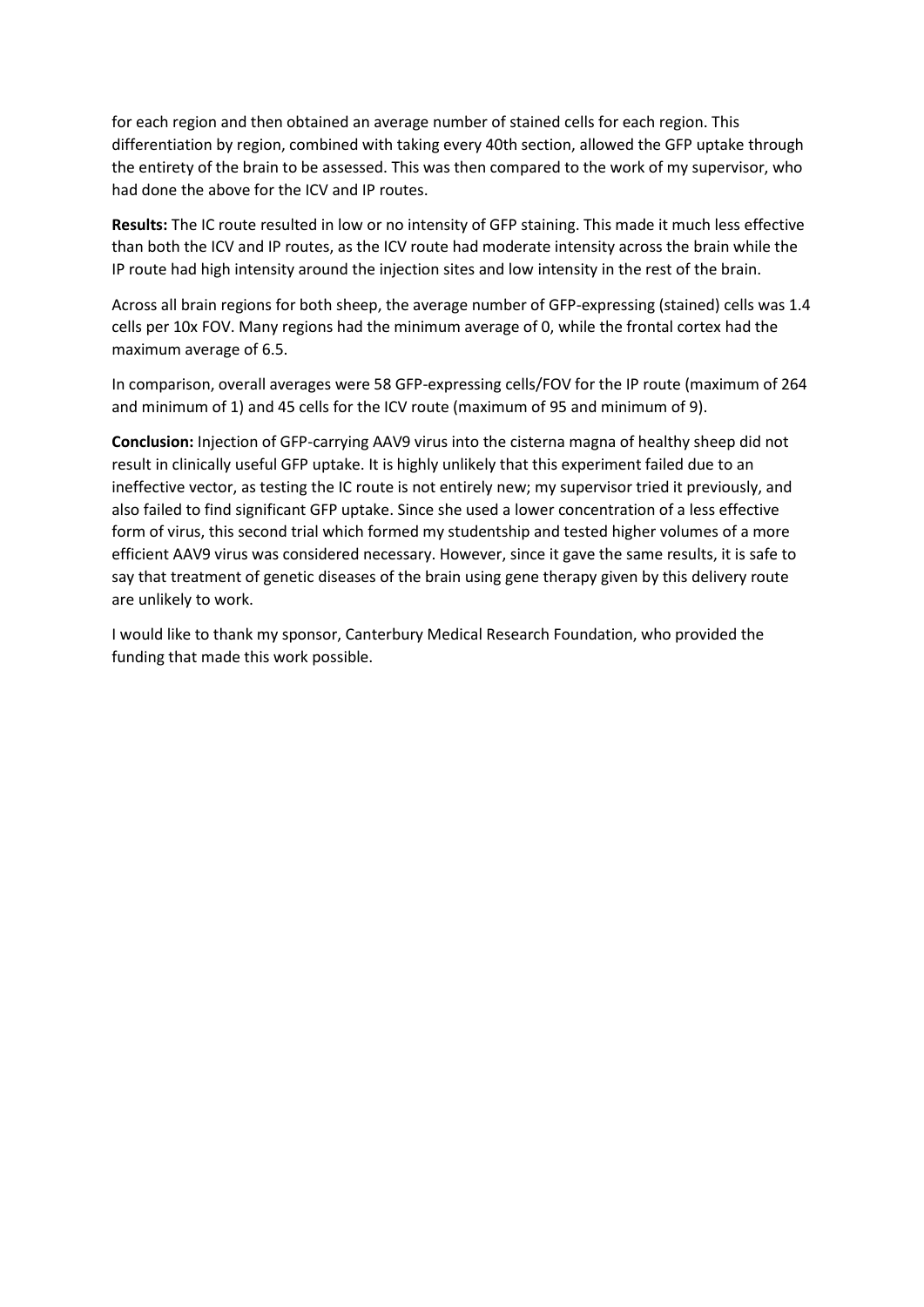for each region and then obtained an average number of stained cells for each region. This differentiation by region, combined with taking every 40th section, allowed the GFP uptake through the entirety of the brain to be assessed. This was then compared to the work of my supervisor, who had done the above for the ICV and IP routes.

**Results:** The IC route resulted in low or no intensity of GFP staining. This made it much less effective than both the ICV and IP routes, as the ICV route had moderate intensity across the brain while the IP route had high intensity around the injection sites and low intensity in the rest of the brain.

Across all brain regions for both sheep, the average number of GFP-expressing (stained) cells was 1.4 cells per 10x FOV. Many regions had the minimum average of 0, while the frontal cortex had the maximum average of 6.5.

In comparison, overall averages were 58 GFP-expressing cells/FOV for the IP route (maximum of 264 and minimum of 1) and 45 cells for the ICV route (maximum of 95 and minimum of 9).

**Conclusion:** Injection of GFP-carrying AAV9 virus into the cisterna magna of healthy sheep did not result in clinically useful GFP uptake. It is highly unlikely that this experiment failed due to an ineffective vector, as testing the IC route is not entirely new; my supervisor tried it previously, and also failed to find significant GFP uptake. Since she used a lower concentration of a less effective form of virus, this second trial which formed my studentship and tested higher volumes of a more efficient AAV9 virus was considered necessary. However, since it gave the same results, it is safe to say that treatment of genetic diseases of the brain using gene therapy given by this delivery route are unlikely to work.

I would like to thank my sponsor, Canterbury Medical Research Foundation, who provided the funding that made this work possible.